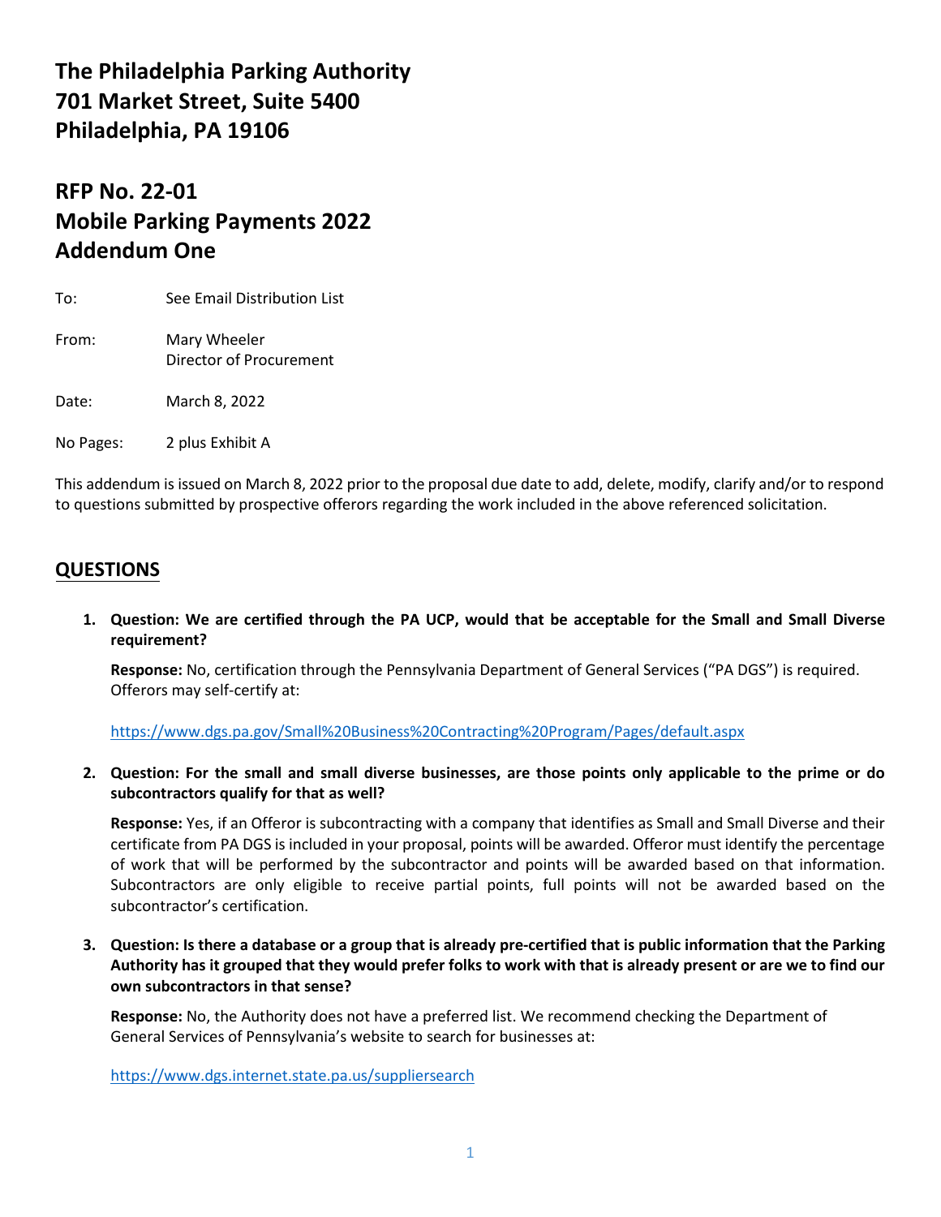# The Philadelphia Parking Authority
# 701 Market Street, Suite 5400
# Philadelphia, PA 19106

## RFP No. 22-01
## Mobile Parking Payments 2022
## Addendum One

To: See Email Distribution List

From: Mary Wheeler
Director of Procurement

Date: March 8, 2022

No Pages: 2 plus Exhibit A

This addendum is issued on March 8, 2022 prior to the proposal due date to add, delete, modify, clarify and/or to respond to questions submitted by prospective offerors regarding the work included in the above referenced solicitation.

## QUESTIONS

1. **Question: We are certified through the PA UCP, would that be acceptable for the Small and Small Diverse requirement?**

   **Response:** No, certification through the Pennsylvania Department of General Services ("PA DGS") is required. Offerors may self-certify at:

   https://www.dgs.pa.gov/Small%20Business%20Contracting%20Program/Pages/default.aspx

2. **Question: For the small and small diverse businesses, are those points only applicable to the prime or do subcontractors qualify for that as well?**

   **Response:** Yes, if an Offeror is subcontracting with a company that identifies as Small and Small Diverse and their certificate from PA DGS is included in your proposal, points will be awarded. Offeror must identify the percentage of work that will be performed by the subcontractor and points will be awarded based on that information. Subcontractors are only eligible to receive partial points, full points will not be awarded based on the subcontractor's certification.

3. **Question: Is there a database or a group that is already pre-certified that is public information that the Parking Authority has it grouped that they would prefer folks to work with that is already present or are we to find our own subcontractors in that sense?**

   **Response:** No, the Authority does not have a preferred list. We recommend checking the Department of General Services of Pennsylvania's website to search for businesses at:

   https://www.dgs.internet.state.pa.us/suppliersearch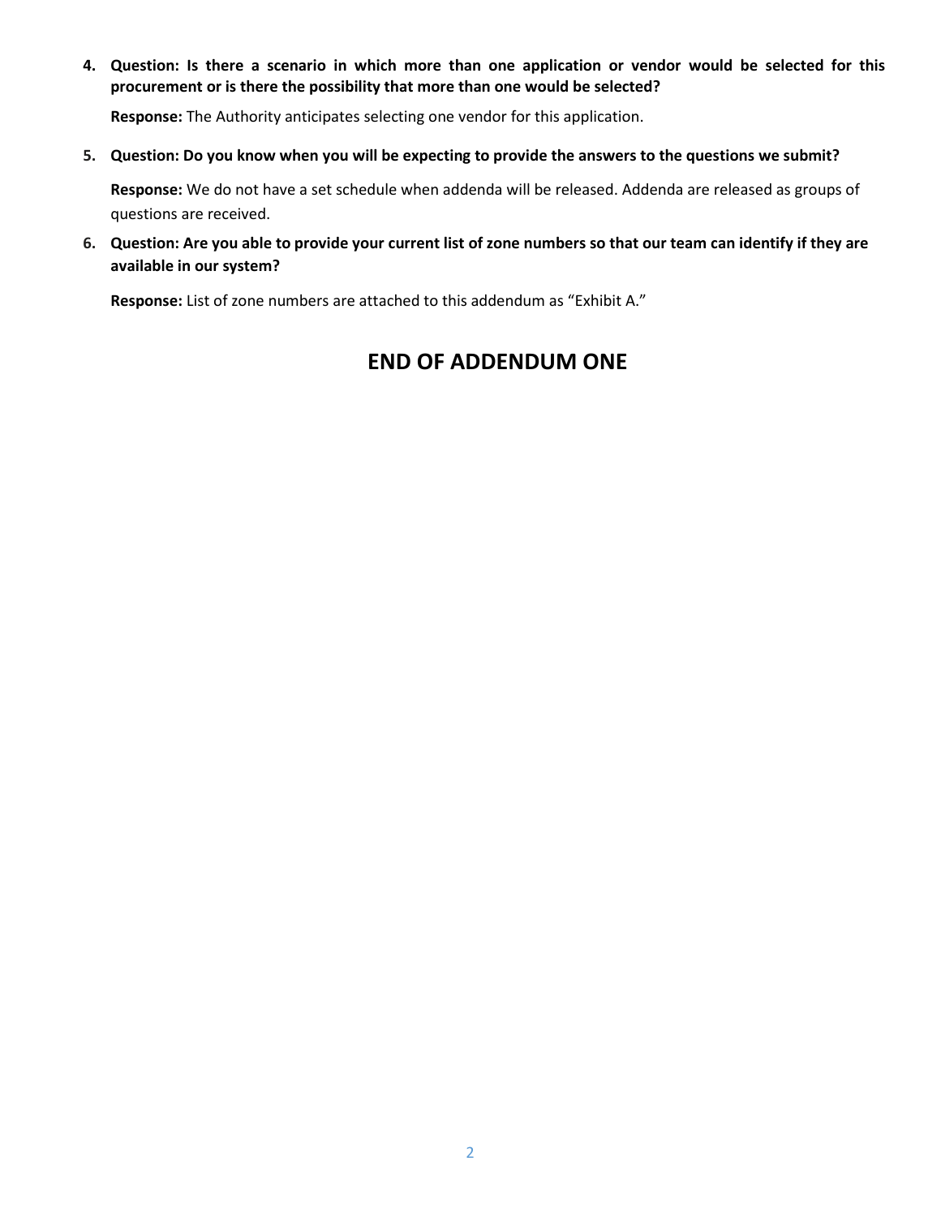4. **Question: Is there a scenario in which more than one application or vendor would be selected for this procurement or is there the possibility that more than one would be selected?**

   **Response:** The Authority anticipates selecting one vendor for this application.

5. **Question: Do you know when you will be expecting to provide the answers to the questions we submit?**

   **Response:** We do not have a set schedule when addenda will be released. Addenda are released as groups of questions are received.

6. **Question: Are you able to provide your current list of zone numbers so that our team can identify if they are available in our system?**

   **Response:** List of zone numbers are attached to this addendum as "Exhibit A."

## END OF ADDENDUM ONE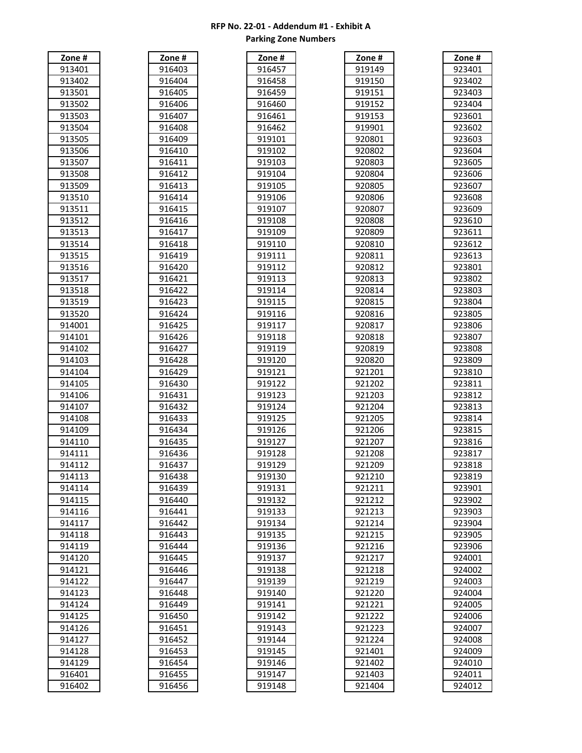**RFP No. 22-01 - Addendum #1 - Exhibit A**
**Parking Zone Numbers**

| Zone # |
|---|
| 913401 |
| 913402 |
| 913501 |
| 913502 |
| 913503 |
| 913504 |
| 913505 |
| 913506 |
| 913507 |
| 913508 |
| 913509 |
| 913510 |
| 913511 |
| 913512 |
| 913513 |
| 913514 |
| 913515 |
| 913516 |
| 913517 |
| 913518 |
| 913519 |
| 913520 |
| 914001 |
| 914101 |
| 914102 |
| 914103 |
| 914104 |
| 914105 |
| 914106 |
| 914107 |
| 914108 |
| 914109 |
| 914110 |
| 914111 |
| 914112 |
| 914113 |
| 914114 |
| 914115 |
| 914116 |
| 914117 |
| 914118 |
| 914119 |
| 914120 |
| 914121 |
| 914122 |
| 914123 |
| 914124 |
| 914125 |
| 914126 |
| 914127 |
| 914128 |
| 914129 |
| 916401 |
| 916402 |

| Zone # |
|---|
| 916403 |
| 916404 |
| 916405 |
| 916406 |
| 916407 |
| 916408 |
| 916409 |
| 916410 |
| 916411 |
| 916412 |
| 916413 |
| 916414 |
| 916415 |
| 916416 |
| 916417 |
| 916418 |
| 916419 |
| 916420 |
| 916421 |
| 916422 |
| 916423 |
| 916424 |
| 916425 |
| 916426 |
| 916427 |
| 916428 |
| 916429 |
| 916430 |
| 916431 |
| 916432 |
| 916433 |
| 916434 |
| 916435 |
| 916436 |
| 916437 |
| 916438 |
| 916439 |
| 916440 |
| 916441 |
| 916442 |
| 916443 |
| 916444 |
| 916445 |
| 916446 |
| 916447 |
| 916448 |
| 916449 |
| 916450 |
| 916451 |
| 916452 |
| 916453 |
| 916454 |
| 916455 |
| 916456 |

| Zone # |
|---|
| 916457 |
| 916458 |
| 916459 |
| 916460 |
| 916461 |
| 916462 |
| 919101 |
| 919102 |
| 919103 |
| 919104 |
| 919105 |
| 919106 |
| 919107 |
| 919108 |
| 919109 |
| 919110 |
| 919111 |
| 919112 |
| 919113 |
| 919114 |
| 919115 |
| 919116 |
| 919117 |
| 919118 |
| 919119 |
| 919120 |
| 919121 |
| 919122 |
| 919123 |
| 919124 |
| 919125 |
| 919126 |
| 919127 |
| 919128 |
| 919129 |
| 919130 |
| 919131 |
| 919132 |
| 919133 |
| 919134 |
| 919135 |
| 919136 |
| 919137 |
| 919138 |
| 919139 |
| 919140 |
| 919141 |
| 919142 |
| 919143 |
| 919144 |
| 919145 |
| 919146 |
| 919147 |
| 919148 |

| Zone # |
|---|
| 919149 |
| 919150 |
| 919151 |
| 919152 |
| 919153 |
| 919901 |
| 920801 |
| 920802 |
| 920803 |
| 920804 |
| 920805 |
| 920806 |
| 920807 |
| 920808 |
| 920809 |
| 920810 |
| 920811 |
| 920812 |
| 920813 |
| 920814 |
| 920815 |
| 920816 |
| 920817 |
| 920818 |
| 920819 |
| 920820 |
| 921201 |
| 921202 |
| 921203 |
| 921204 |
| 921205 |
| 921206 |
| 921207 |
| 921208 |
| 921209 |
| 921210 |
| 921211 |
| 921212 |
| 921213 |
| 921214 |
| 921215 |
| 921216 |
| 921217 |
| 921218 |
| 921219 |
| 921220 |
| 921221 |
| 921222 |
| 921223 |
| 921224 |
| 921401 |
| 921402 |
| 921403 |
| 921404 |

| Zone # |
|---|
| 923401 |
| 923402 |
| 923403 |
| 923404 |
| 923601 |
| 923602 |
| 923603 |
| 923604 |
| 923605 |
| 923606 |
| 923607 |
| 923608 |
| 923609 |
| 923610 |
| 923611 |
| 923612 |
| 923613 |
| 923801 |
| 923802 |
| 923803 |
| 923804 |
| 923805 |
| 923806 |
| 923807 |
| 923808 |
| 923809 |
| 923810 |
| 923811 |
| 923812 |
| 923813 |
| 923814 |
| 923815 |
| 923816 |
| 923817 |
| 923818 |
| 923819 |
| 923901 |
| 923902 |
| 923903 |
| 923904 |
| 923905 |
| 923906 |
| 924001 |
| 924002 |
| 924003 |
| 924004 |
| 924005 |
| 924006 |
| 924007 |
| 924008 |
| 924009 |
| 924010 |
| 924011 |
| 924012 |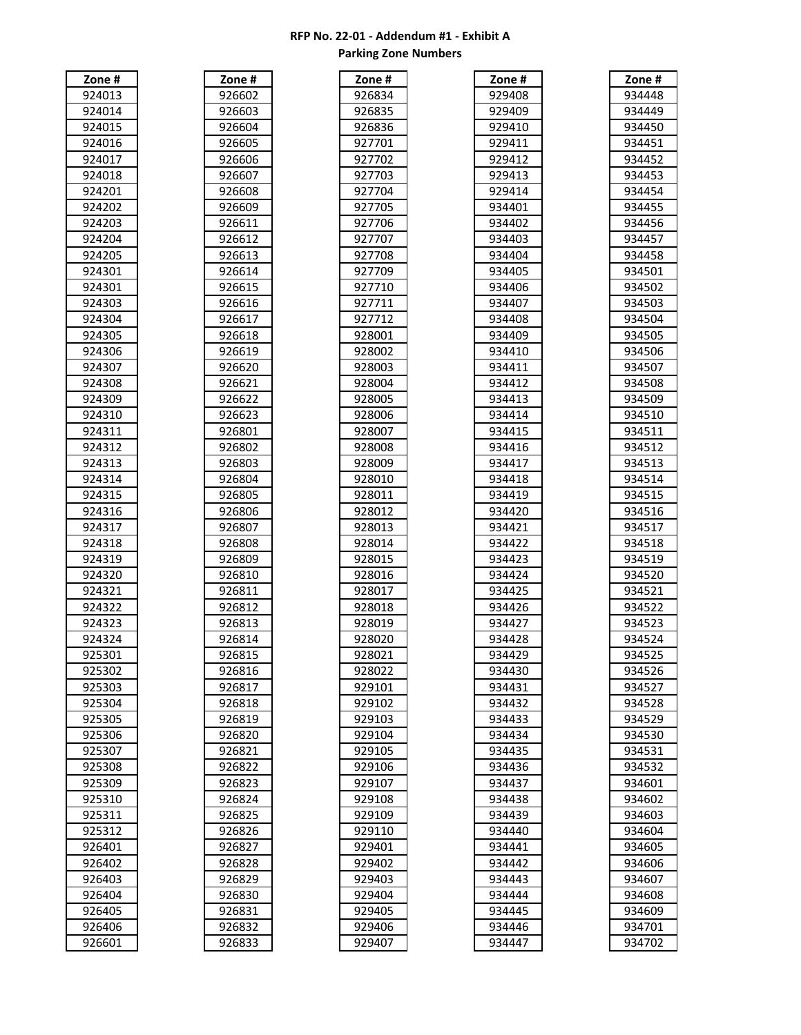**RFP No. 22-01 - Addendum #1 - Exhibit A**
**Parking Zone Numbers**

| Zone # |
|---|
| 924013 |
| 924014 |
| 924015 |
| 924016 |
| 924017 |
| 924018 |
| 924201 |
| 924202 |
| 924203 |
| 924204 |
| 924205 |
| 924301 |
| 924301 |
| 924303 |
| 924304 |
| 924305 |
| 924306 |
| 924307 |
| 924308 |
| 924309 |
| 924310 |
| 924311 |
| 924312 |
| 924313 |
| 924314 |
| 924315 |
| 924316 |
| 924317 |
| 924318 |
| 924319 |
| 924320 |
| 924321 |
| 924322 |
| 924323 |
| 924324 |
| 925301 |
| 925302 |
| 925303 |
| 925304 |
| 925305 |
| 925306 |
| 925307 |
| 925308 |
| 925309 |
| 925310 |
| 925311 |
| 925312 |
| 926401 |
| 926402 |
| 926403 |
| 926404 |
| 926405 |
| 926406 |
| 926601 |

| Zone # |
|---|
| 926602 |
| 926603 |
| 926604 |
| 926605 |
| 926606 |
| 926607 |
| 926608 |
| 926609 |
| 926611 |
| 926612 |
| 926613 |
| 926614 |
| 926615 |
| 926616 |
| 926617 |
| 926618 |
| 926619 |
| 926620 |
| 926621 |
| 926622 |
| 926623 |
| 926801 |
| 926802 |
| 926803 |
| 926804 |
| 926805 |
| 926806 |
| 926807 |
| 926808 |
| 926809 |
| 926810 |
| 926811 |
| 926812 |
| 926813 |
| 926814 |
| 926815 |
| 926816 |
| 926817 |
| 926818 |
| 926819 |
| 926820 |
| 926821 |
| 926822 |
| 926823 |
| 926824 |
| 926825 |
| 926826 |
| 926827 |
| 926828 |
| 926829 |
| 926830 |
| 926831 |
| 926832 |
| 926833 |

| Zone # |
|---|
| 926834 |
| 926835 |
| 926836 |
| 927701 |
| 927702 |
| 927703 |
| 927704 |
| 927705 |
| 927706 |
| 927707 |
| 927708 |
| 927709 |
| 927710 |
| 927711 |
| 927712 |
| 928001 |
| 928002 |
| 928003 |
| 928004 |
| 928005 |
| 928006 |
| 928007 |
| 928008 |
| 928009 |
| 928010 |
| 928011 |
| 928012 |
| 928013 |
| 928014 |
| 928015 |
| 928016 |
| 928017 |
| 928018 |
| 928019 |
| 928020 |
| 928021 |
| 928022 |
| 929101 |
| 929102 |
| 929103 |
| 929104 |
| 929105 |
| 929106 |
| 929107 |
| 929108 |
| 929109 |
| 929110 |
| 929401 |
| 929402 |
| 929403 |
| 929404 |
| 929405 |
| 929406 |
| 929407 |

| Zone # |
|---|
| 929408 |
| 929409 |
| 929410 |
| 929411 |
| 929412 |
| 929413 |
| 929414 |
| 934401 |
| 934402 |
| 934403 |
| 934404 |
| 934405 |
| 934406 |
| 934407 |
| 934408 |
| 934409 |
| 934410 |
| 934411 |
| 934412 |
| 934413 |
| 934414 |
| 934415 |
| 934416 |
| 934417 |
| 934418 |
| 934419 |
| 934420 |
| 934421 |
| 934422 |
| 934423 |
| 934424 |
| 934425 |
| 934426 |
| 934427 |
| 934428 |
| 934429 |
| 934430 |
| 934431 |
| 934432 |
| 934433 |
| 934434 |
| 934435 |
| 934436 |
| 934437 |
| 934438 |
| 934439 |
| 934440 |
| 934441 |
| 934442 |
| 934443 |
| 934444 |
| 934445 |
| 934446 |
| 934447 |

| Zone # |
|---|
| 934448 |
| 934449 |
| 934450 |
| 934451 |
| 934452 |
| 934453 |
| 934454 |
| 934455 |
| 934456 |
| 934457 |
| 934458 |
| 934501 |
| 934502 |
| 934503 |
| 934504 |
| 934505 |
| 934506 |
| 934507 |
| 934508 |
| 934509 |
| 934510 |
| 934511 |
| 934512 |
| 934513 |
| 934514 |
| 934515 |
| 934516 |
| 934517 |
| 934518 |
| 934519 |
| 934520 |
| 934521 |
| 934522 |
| 934523 |
| 934524 |
| 934525 |
| 934526 |
| 934527 |
| 934528 |
| 934529 |
| 934530 |
| 934531 |
| 934532 |
| 934601 |
| 934602 |
| 934603 |
| 934604 |
| 934605 |
| 934606 |
| 934607 |
| 934608 |
| 934609 |
| 934701 |
| 934702 |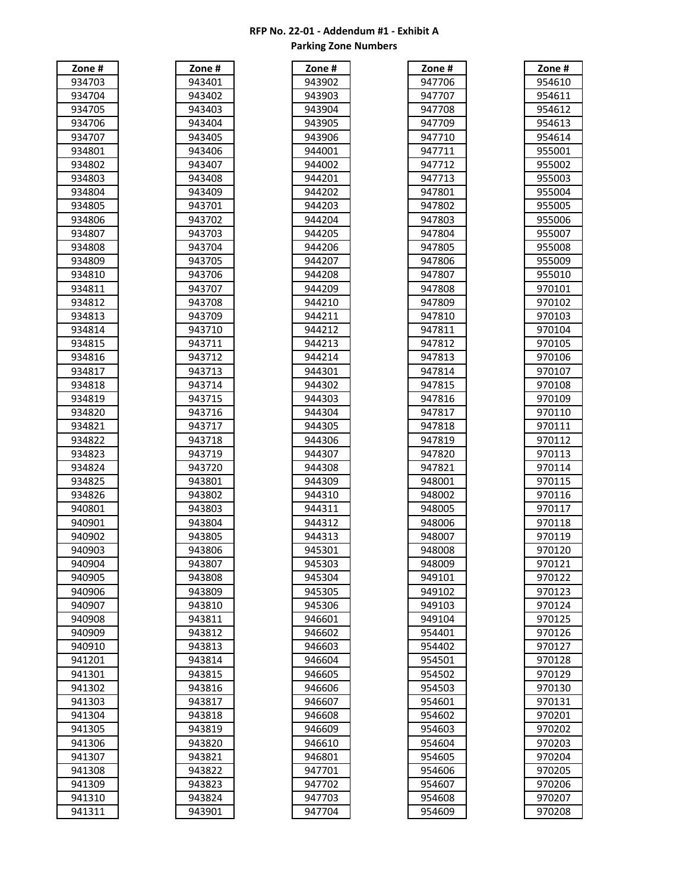**RFP No. 22-01 - Addendum #1 - Exhibit A**
**Parking Zone Numbers**

| Zone # |
|---|
| 934703 |
| 934704 |
| 934705 |
| 934706 |
| 934707 |
| 934801 |
| 934802 |
| 934803 |
| 934804 |
| 934805 |
| 934806 |
| 934807 |
| 934808 |
| 934809 |
| 934810 |
| 934811 |
| 934812 |
| 934813 |
| 934814 |
| 934815 |
| 934816 |
| 934817 |
| 934818 |
| 934819 |
| 934820 |
| 934821 |
| 934822 |
| 934823 |
| 934824 |
| 934825 |
| 934826 |
| 940801 |
| 940901 |
| 940902 |
| 940903 |
| 940904 |
| 940905 |
| 940906 |
| 940907 |
| 940908 |
| 940909 |
| 940910 |
| 941201 |
| 941301 |
| 941302 |
| 941303 |
| 941304 |
| 941305 |
| 941306 |
| 941307 |
| 941308 |
| 941309 |
| 941310 |
| 941311 |

| Zone # |
|---|
| 943401 |
| 943402 |
| 943403 |
| 943404 |
| 943405 |
| 943406 |
| 943407 |
| 943408 |
| 943409 |
| 943701 |
| 943702 |
| 943703 |
| 943704 |
| 943705 |
| 943706 |
| 943707 |
| 943708 |
| 943709 |
| 943710 |
| 943711 |
| 943712 |
| 943713 |
| 943714 |
| 943715 |
| 943716 |
| 943717 |
| 943718 |
| 943719 |
| 943720 |
| 943801 |
| 943802 |
| 943803 |
| 943804 |
| 943805 |
| 943806 |
| 943807 |
| 943808 |
| 943809 |
| 943810 |
| 943811 |
| 943812 |
| 943813 |
| 943814 |
| 943815 |
| 943816 |
| 943817 |
| 943818 |
| 943819 |
| 943820 |
| 943821 |
| 943822 |
| 943823 |
| 943824 |
| 943901 |

| Zone # |
|---|
| 943902 |
| 943903 |
| 943904 |
| 943905 |
| 943906 |
| 944001 |
| 944002 |
| 944201 |
| 944202 |
| 944203 |
| 944204 |
| 944205 |
| 944206 |
| 944207 |
| 944208 |
| 944209 |
| 944210 |
| 944211 |
| 944212 |
| 944213 |
| 944214 |
| 944301 |
| 944302 |
| 944303 |
| 944304 |
| 944305 |
| 944306 |
| 944307 |
| 944308 |
| 944309 |
| 944310 |
| 944311 |
| 944312 |
| 944313 |
| 945301 |
| 945303 |
| 945304 |
| 945305 |
| 945306 |
| 946601 |
| 946602 |
| 946603 |
| 946604 |
| 946605 |
| 946606 |
| 946607 |
| 946608 |
| 946609 |
| 946610 |
| 946801 |
| 947701 |
| 947702 |
| 947703 |
| 947704 |

| Zone # |
|---|
| 947706 |
| 947707 |
| 947708 |
| 947709 |
| 947710 |
| 947711 |
| 947712 |
| 947713 |
| 947801 |
| 947802 |
| 947803 |
| 947804 |
| 947805 |
| 947806 |
| 947807 |
| 947808 |
| 947809 |
| 947810 |
| 947811 |
| 947812 |
| 947813 |
| 947814 |
| 947815 |
| 947816 |
| 947817 |
| 947818 |
| 947819 |
| 947820 |
| 947821 |
| 948001 |
| 948002 |
| 948005 |
| 948006 |
| 948007 |
| 948008 |
| 948009 |
| 949101 |
| 949102 |
| 949103 |
| 949104 |
| 954401 |
| 954402 |
| 954501 |
| 954502 |
| 954503 |
| 954601 |
| 954602 |
| 954603 |
| 954604 |
| 954605 |
| 954606 |
| 954607 |
| 954608 |
| 954609 |

| Zone # |
|---|
| 954610 |
| 954611 |
| 954612 |
| 954613 |
| 954614 |
| 955001 |
| 955002 |
| 955003 |
| 955004 |
| 955005 |
| 955006 |
| 955007 |
| 955008 |
| 955009 |
| 955010 |
| 970101 |
| 970102 |
| 970103 |
| 970104 |
| 970105 |
| 970106 |
| 970107 |
| 970108 |
| 970109 |
| 970110 |
| 970111 |
| 970112 |
| 970113 |
| 970114 |
| 970115 |
| 970116 |
| 970117 |
| 970118 |
| 970119 |
| 970120 |
| 970121 |
| 970122 |
| 970123 |
| 970124 |
| 970125 |
| 970126 |
| 970127 |
| 970128 |
| 970129 |
| 970130 |
| 970131 |
| 970201 |
| 970202 |
| 970203 |
| 970204 |
| 970205 |
| 970206 |
| 970207 |
| 970208 |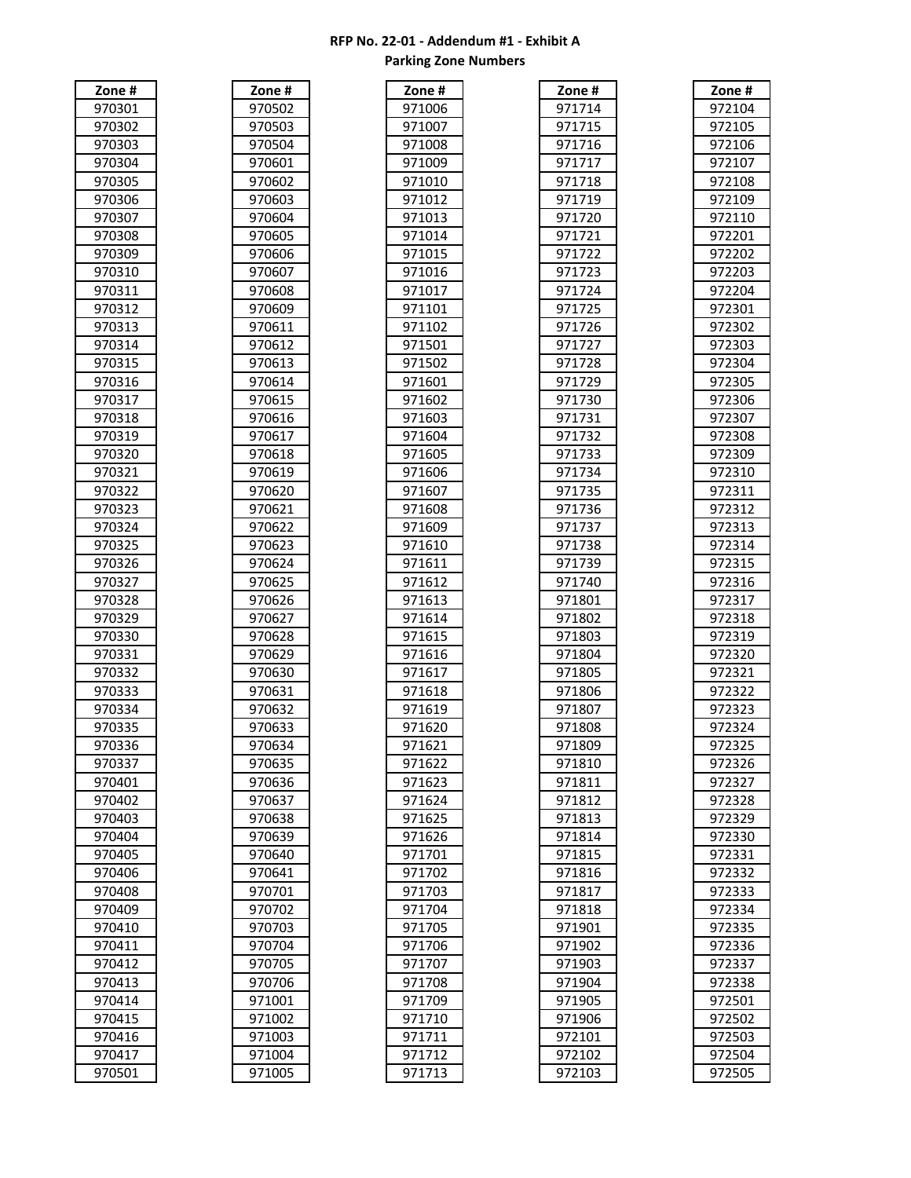**RFP No. 22-01 - Addendum #1 - Exhibit A**
**Parking Zone Numbers**

| Zone # |
|---|
| 970301 |
| 970302 |
| 970303 |
| 970304 |
| 970305 |
| 970306 |
| 970307 |
| 970308 |
| 970309 |
| 970310 |
| 970311 |
| 970312 |
| 970313 |
| 970314 |
| 970315 |
| 970316 |
| 970317 |
| 970318 |
| 970319 |
| 970320 |
| 970321 |
| 970322 |
| 970323 |
| 970324 |
| 970325 |
| 970326 |
| 970327 |
| 970328 |
| 970329 |
| 970330 |
| 970331 |
| 970332 |
| 970333 |
| 970334 |
| 970335 |
| 970336 |
| 970337 |
| 970401 |
| 970402 |
| 970403 |
| 970404 |
| 970405 |
| 970406 |
| 970408 |
| 970409 |
| 970410 |
| 970411 |
| 970412 |
| 970413 |
| 970414 |
| 970415 |
| 970416 |
| 970417 |
| 970501 |

| Zone # |
|---|
| 970502 |
| 970503 |
| 970504 |
| 970601 |
| 970602 |
| 970603 |
| 970604 |
| 970605 |
| 970606 |
| 970607 |
| 970608 |
| 970609 |
| 970611 |
| 970612 |
| 970613 |
| 970614 |
| 970615 |
| 970616 |
| 970617 |
| 970618 |
| 970619 |
| 970620 |
| 970621 |
| 970622 |
| 970623 |
| 970624 |
| 970625 |
| 970626 |
| 970627 |
| 970628 |
| 970629 |
| 970630 |
| 970631 |
| 970632 |
| 970633 |
| 970634 |
| 970635 |
| 970636 |
| 970637 |
| 970638 |
| 970639 |
| 970640 |
| 970641 |
| 970701 |
| 970702 |
| 970703 |
| 970704 |
| 970705 |
| 970706 |
| 971001 |
| 971002 |
| 971003 |
| 971004 |
| 971005 |

| Zone # |
|---|
| 971006 |
| 971007 |
| 971008 |
| 971009 |
| 971010 |
| 971012 |
| 971013 |
| 971014 |
| 971015 |
| 971016 |
| 971017 |
| 971101 |
| 971102 |
| 971501 |
| 971502 |
| 971601 |
| 971602 |
| 971603 |
| 971604 |
| 971605 |
| 971606 |
| 971607 |
| 971608 |
| 971609 |
| 971610 |
| 971611 |
| 971612 |
| 971613 |
| 971614 |
| 971615 |
| 971616 |
| 971617 |
| 971618 |
| 971619 |
| 971620 |
| 971621 |
| 971622 |
| 971623 |
| 971624 |
| 971625 |
| 971626 |
| 971701 |
| 971702 |
| 971703 |
| 971704 |
| 971705 |
| 971706 |
| 971707 |
| 971708 |
| 971709 |
| 971710 |
| 971711 |
| 971712 |
| 971713 |

| Zone # |
|---|
| 971714 |
| 971715 |
| 971716 |
| 971717 |
| 971718 |
| 971719 |
| 971720 |
| 971721 |
| 971722 |
| 971723 |
| 971724 |
| 971725 |
| 971726 |
| 971727 |
| 971728 |
| 971729 |
| 971730 |
| 971731 |
| 971732 |
| 971733 |
| 971734 |
| 971735 |
| 971736 |
| 971737 |
| 971738 |
| 971739 |
| 971740 |
| 971801 |
| 971802 |
| 971803 |
| 971804 |
| 971805 |
| 971806 |
| 971807 |
| 971808 |
| 971809 |
| 971810 |
| 971811 |
| 971812 |
| 971813 |
| 971814 |
| 971815 |
| 971816 |
| 971817 |
| 971818 |
| 971901 |
| 971902 |
| 971903 |
| 971904 |
| 971905 |
| 971906 |
| 972101 |
| 972102 |
| 972103 |

| Zone # |
|---|
| 972104 |
| 972105 |
| 972106 |
| 972107 |
| 972108 |
| 972109 |
| 972110 |
| 972201 |
| 972202 |
| 972203 |
| 972204 |
| 972301 |
| 972302 |
| 972303 |
| 972304 |
| 972305 |
| 972306 |
| 972307 |
| 972308 |
| 972309 |
| 972310 |
| 972311 |
| 972312 |
| 972313 |
| 972314 |
| 972315 |
| 972316 |
| 972317 |
| 972318 |
| 972319 |
| 972320 |
| 972321 |
| 972322 |
| 972323 |
| 972324 |
| 972325 |
| 972326 |
| 972327 |
| 972328 |
| 972329 |
| 972330 |
| 972331 |
| 972332 |
| 972333 |
| 972334 |
| 972335 |
| 972336 |
| 972337 |
| 972338 |
| 972501 |
| 972502 |
| 972503 |
| 972504 |
| 972505 |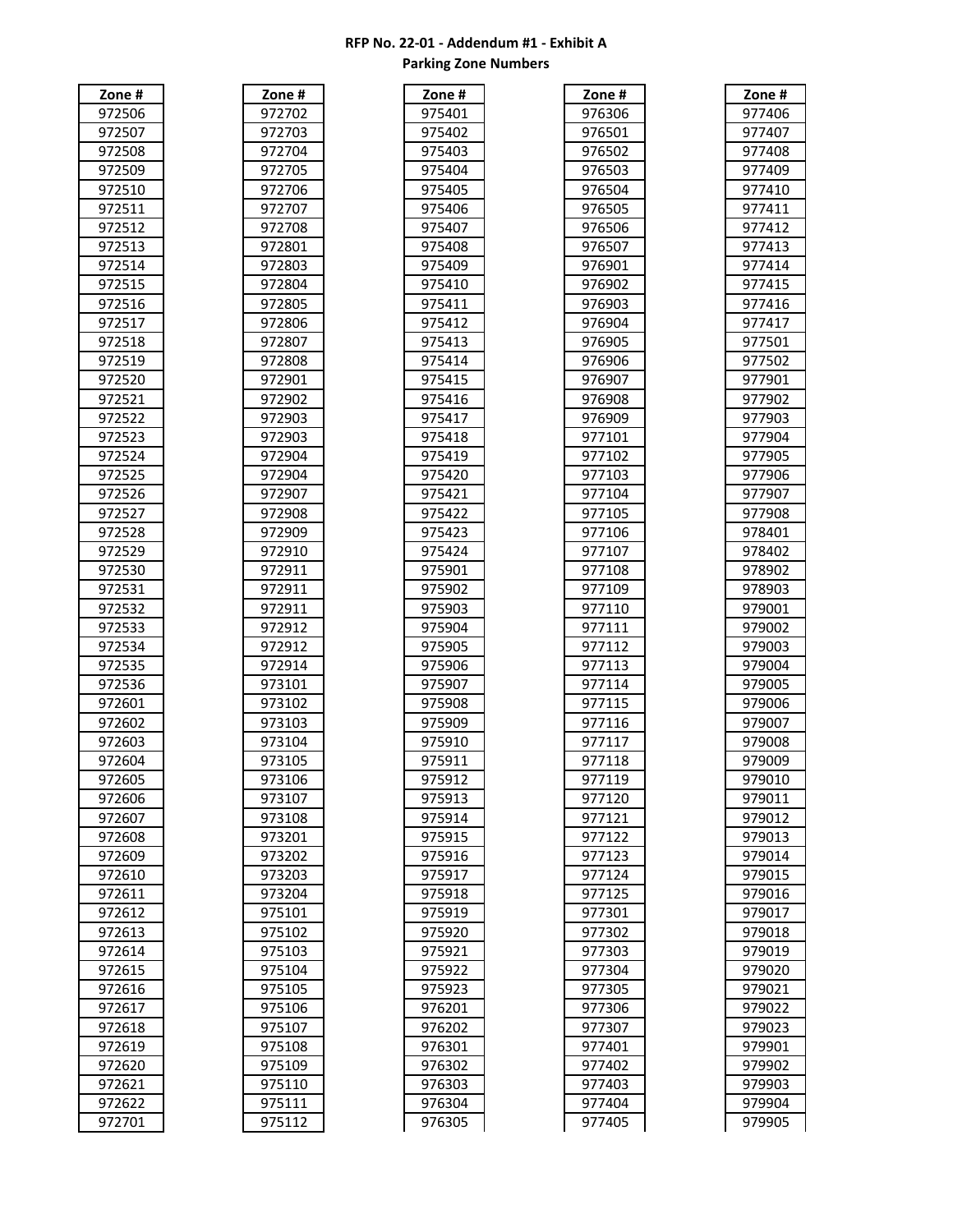**RFP No. 22-01 - Addendum #1 - Exhibit A**
**Parking Zone Numbers**

| Zone # |
|---|
| 972506 |
| 972507 |
| 972508 |
| 972509 |
| 972510 |
| 972511 |
| 972512 |
| 972513 |
| 972514 |
| 972515 |
| 972516 |
| 972517 |
| 972518 |
| 972519 |
| 972520 |
| 972521 |
| 972522 |
| 972523 |
| 972524 |
| 972525 |
| 972526 |
| 972527 |
| 972528 |
| 972529 |
| 972530 |
| 972531 |
| 972532 |
| 972533 |
| 972534 |
| 972535 |
| 972536 |
| 972601 |
| 972602 |
| 972603 |
| 972604 |
| 972605 |
| 972606 |
| 972607 |
| 972608 |
| 972609 |
| 972610 |
| 972611 |
| 972612 |
| 972613 |
| 972614 |
| 972615 |
| 972616 |
| 972617 |
| 972618 |
| 972619 |
| 972620 |
| 972621 |
| 972622 |
| 972701 |

| Zone # |
|---|
| 972702 |
| 972703 |
| 972704 |
| 972705 |
| 972706 |
| 972707 |
| 972708 |
| 972801 |
| 972803 |
| 972804 |
| 972805 |
| 972806 |
| 972807 |
| 972808 |
| 972901 |
| 972902 |
| 972903 |
| 972903 |
| 972904 |
| 972904 |
| 972907 |
| 972908 |
| 972909 |
| 972910 |
| 972911 |
| 972911 |
| 972911 |
| 972912 |
| 972912 |
| 972914 |
| 973101 |
| 973102 |
| 973103 |
| 973104 |
| 973105 |
| 973106 |
| 973107 |
| 973108 |
| 973201 |
| 973202 |
| 973203 |
| 973204 |
| 975101 |
| 975102 |
| 975103 |
| 975104 |
| 975105 |
| 975106 |
| 975107 |
| 975108 |
| 975109 |
| 975110 |
| 975111 |
| 975112 |

| Zone # |
|---|
| 975401 |
| 975402 |
| 975403 |
| 975404 |
| 975405 |
| 975406 |
| 975407 |
| 975408 |
| 975409 |
| 975410 |
| 975411 |
| 975412 |
| 975413 |
| 975414 |
| 975415 |
| 975416 |
| 975417 |
| 975418 |
| 975419 |
| 975420 |
| 975421 |
| 975422 |
| 975423 |
| 975424 |
| 975901 |
| 975902 |
| 975903 |
| 975904 |
| 975905 |
| 975906 |
| 975907 |
| 975908 |
| 975909 |
| 975910 |
| 975911 |
| 975912 |
| 975913 |
| 975914 |
| 975915 |
| 975916 |
| 975917 |
| 975918 |
| 975919 |
| 975920 |
| 975921 |
| 975922 |
| 975923 |
| 976201 |
| 976202 |
| 976301 |
| 976302 |
| 976303 |
| 976304 |
| 976305 |

| Zone # |
|---|
| 976306 |
| 976501 |
| 976502 |
| 976503 |
| 976504 |
| 976505 |
| 976506 |
| 976507 |
| 976901 |
| 976902 |
| 976903 |
| 976904 |
| 976905 |
| 976906 |
| 976907 |
| 976908 |
| 976909 |
| 977101 |
| 977102 |
| 977103 |
| 977104 |
| 977105 |
| 977106 |
| 977107 |
| 977108 |
| 977109 |
| 977110 |
| 977111 |
| 977112 |
| 977113 |
| 977114 |
| 977115 |
| 977116 |
| 977117 |
| 977118 |
| 977119 |
| 977120 |
| 977121 |
| 977122 |
| 977123 |
| 977124 |
| 977125 |
| 977301 |
| 977302 |
| 977303 |
| 977304 |
| 977305 |
| 977306 |
| 977307 |
| 977401 |
| 977402 |
| 977403 |
| 977404 |
| 977405 |

| Zone # |
|---|
| 977406 |
| 977407 |
| 977408 |
| 977409 |
| 977410 |
| 977411 |
| 977412 |
| 977413 |
| 977414 |
| 977415 |
| 977416 |
| 977417 |
| 977501 |
| 977502 |
| 977901 |
| 977902 |
| 977903 |
| 977904 |
| 977905 |
| 977906 |
| 977907 |
| 977908 |
| 978401 |
| 978402 |
| 978902 |
| 978903 |
| 979001 |
| 979002 |
| 979003 |
| 979004 |
| 979005 |
| 979006 |
| 979007 |
| 979008 |
| 979009 |
| 979010 |
| 979011 |
| 979012 |
| 979013 |
| 979014 |
| 979015 |
| 979016 |
| 979017 |
| 979018 |
| 979019 |
| 979020 |
| 979021 |
| 979022 |
| 979023 |
| 979901 |
| 979902 |
| 979903 |
| 979904 |
| 979905 |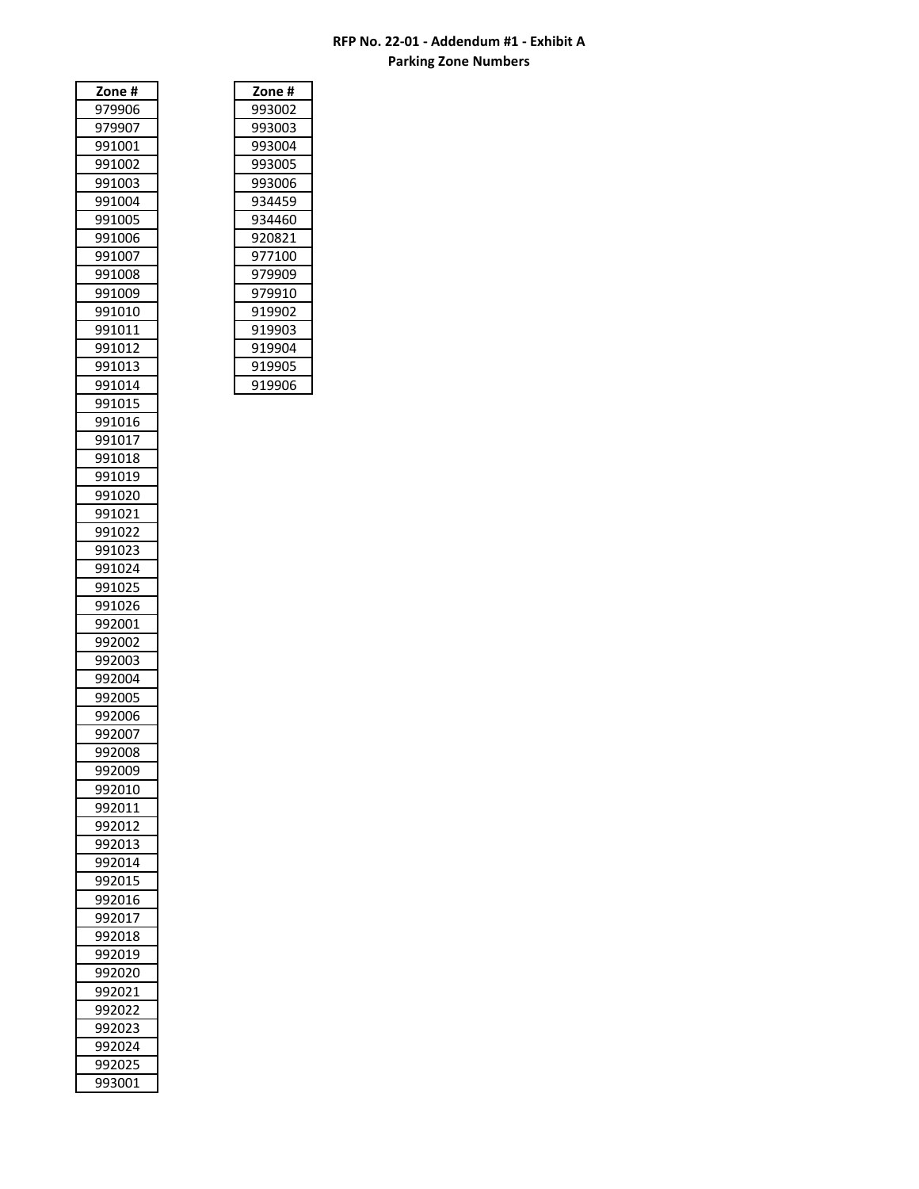**RFP No. 22-01 - Addendum #1 - Exhibit A**
**Parking Zone Numbers**

| Zone # |
| --- |
| 979906 |
| 979907 |
| 991001 |
| 991002 |
| 991003 |
| 991004 |
| 991005 |
| 991006 |
| 991007 |
| 991008 |
| 991009 |
| 991010 |
| 991011 |
| 991012 |
| 991013 |
| 991014 |
| 991015 |
| 991016 |
| 991017 |
| 991018 |
| 991019 |
| 991020 |
| 991021 |
| 991022 |
| 991023 |
| 991024 |
| 991025 |
| 991026 |
| 992001 |
| 992002 |
| 992003 |
| 992004 |
| 992005 |
| 992006 |
| 992007 |
| 992008 |
| 992009 |
| 992010 |
| 992011 |
| 992012 |
| 992013 |
| 992014 |
| 992015 |
| 992016 |
| 992017 |
| 992018 |
| 992019 |
| 992020 |
| 992021 |
| 992022 |
| 992023 |
| 992024 |
| 992025 |
| 993001 |

| Zone # |
| --- |
| 993002 |
| 993003 |
| 993004 |
| 993005 |
| 993006 |
| 934459 |
| 934460 |
| 920821 |
| 977100 |
| 979909 |
| 979910 |
| 919902 |
| 919903 |
| 919904 |
| 919905 |
| 919906 |